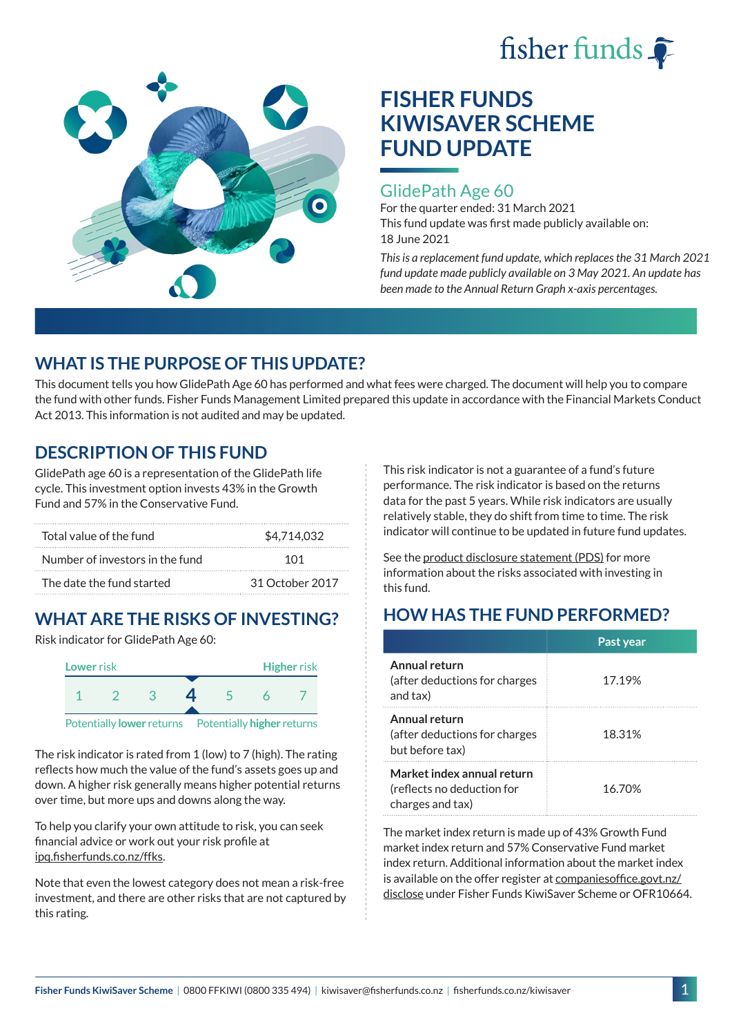fisher funds

# FISHER FUNDS KIWISAVER SCHEME FUND UPDATE

## GlidePath Age 60

For the quarter ended: 31 March 2021
This fund update was first made publicly available on: 18 June 2021

*This is a replacement fund update, which replaces the 31 March 2021 fund update made publicly available on 3 May 2021. An update has been made to the Annual Return Graph x-axis percentages.*

## WHAT IS THE PURPOSE OF THIS UPDATE?

This document tells you how GlidePath Age 60 has performed and what fees were charged. The document will help you to compare the fund with other funds. Fisher Funds Management Limited prepared this update in accordance with the Financial Markets Conduct Act 2013. This information is not audited and may be updated.

## DESCRIPTION OF THIS FUND

GlidePath age 60 is a representation of the GlidePath life cycle. This investment option invests 43% in the Growth Fund and 57% in the Conservative Fund.

| | |
|---|---|
| Total value of the fund | $4,714,032 |
| Number of investors in the fund | 101 |
| The date the fund started | 31 October 2017 |

## WHAT ARE THE RISKS OF INVESTING?

Risk indicator for GlidePath Age 60:

| Lower risk | | | | | | Higher risk |
|---|---|---|---|---|---|---|
| 1 | 2 | 3 | **4** | 5 | 6 | 7 |
| Potentially **lower** returns | | | | | | Potentially **higher** returns |

The risk indicator is rated from 1 (low) to 7 (high). The rating reflects how much the value of the fund's assets goes up and down. A higher risk generally means higher potential returns over time, but more ups and downs along the way.

To help you clarify your own attitude to risk, you can seek financial advice or work out your risk profile at ipq.fisherfunds.co.nz/ffks.

Note that even the lowest category does not mean a risk-free investment, and there are other risks that are not captured by this rating.

This risk indicator is not a guarantee of a fund's future performance. The risk indicator is based on the returns data for the past 5 years. While risk indicators are usually relatively stable, they do shift from time to time. The risk indicator will continue to be updated in future fund updates.

See the product disclosure statement (PDS) for more information about the risks associated with investing in this fund.

## HOW HAS THE FUND PERFORMED?

| | Past year |
|---|---|
| **Annual return** (after deductions for charges and tax) | 17.19% |
| **Annual return** (after deductions for charges but before tax) | 18.31% |
| **Market index annual return** (reflects no deduction for charges and tax) | 16.70% |

The market index return is made up of 43% Growth Fund market index return and 57% Conservative Fund market index return. Additional information about the market index is available on the offer register at companiesoffice.govt.nz/disclose under Fisher Funds KiwiSaver Scheme or OFR10664.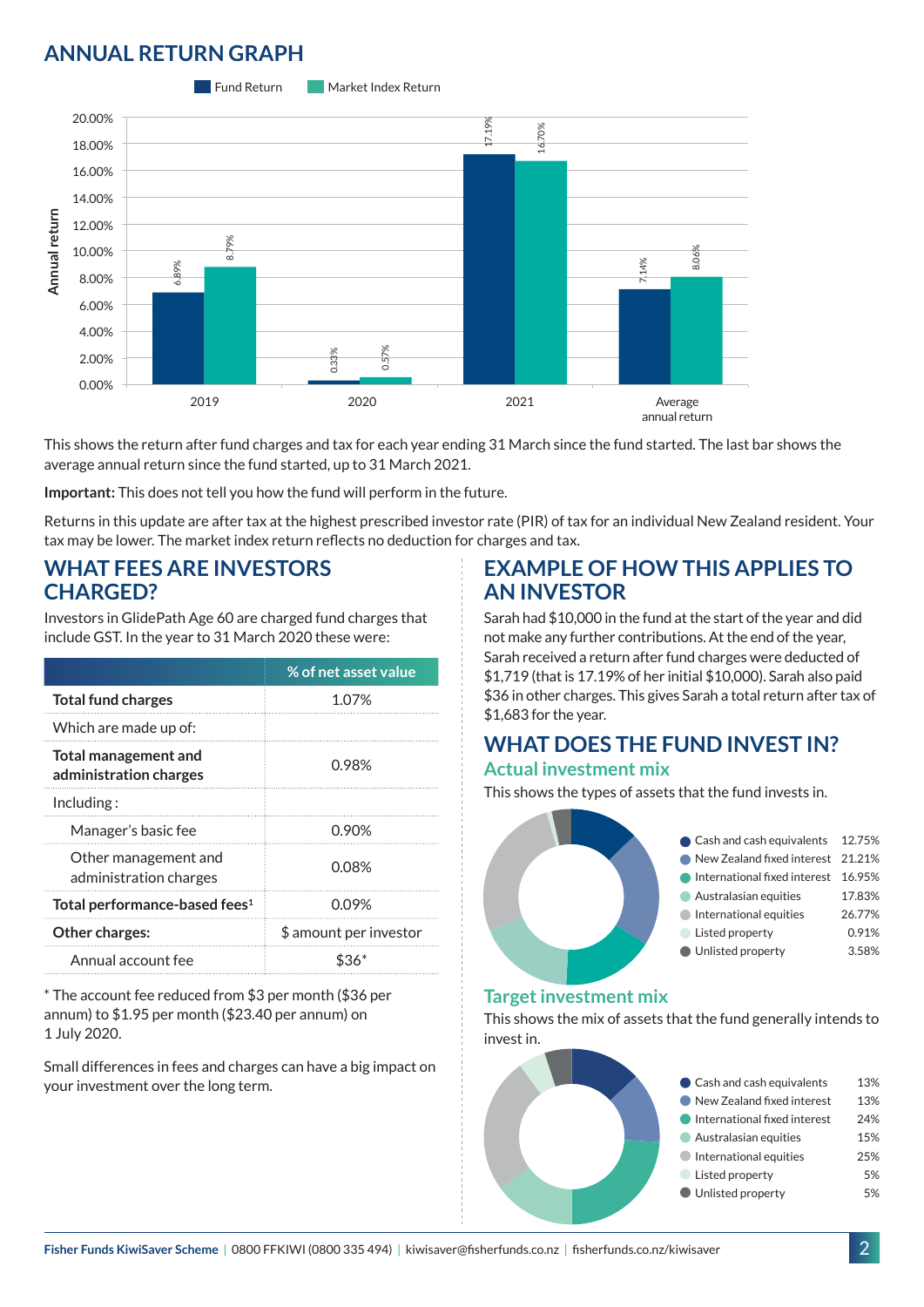## ANNUAL RETURN GRAPH

| | Fund Return | Market Index Return |
|---|---|---|
| 2019 | 6.89% | 8.79% |
| 2020 | 0.33% | 0.57% |
| 2021 | 17.19% | 16.70% |
| Average annual return | 7.14% | 8.06% |

This shows the return after fund charges and tax for each year ending 31 March since the fund started. The last bar shows the average annual return since the fund started, up to 31 March 2021.

**Important:** This does not tell you how the fund will perform in the future.

Returns in this update are after tax at the highest prescribed investor rate (PIR) of tax for an individual New Zealand resident. Your tax may be lower. The market index return reflects no deduction for charges and tax.

## WHAT FEES ARE INVESTORS CHARGED?

Investors in GlidePath Age 60 are charged fund charges that include GST. In the year to 31 March 2020 these were:

| | % of net asset value |
|---|---|
| **Total fund charges** | 1.07% |
| Which are made up of: | |
| **Total management and administration charges** | 0.98% |
| Including : | |
| Manager's basic fee | 0.90% |
| Other management and administration charges | 0.08% |
| **Total performance-based fees**[1] | 0.09% |
| **Other charges:** | $ amount per investor |
| Annual account fee | $36* |

* The account fee reduced from $3 per month ($36 per annum) to $1.95 per month ($23.40 per annum) on 1 July 2020.

Small differences in fees and charges can have a big impact on your investment over the long term.

## EXAMPLE OF HOW THIS APPLIES TO AN INVESTOR

Sarah had $10,000 in the fund at the start of the year and did not make any further contributions. At the end of the year, Sarah received a return after fund charges were deducted of $1,719 (that is 17.19% of her initial $10,000). Sarah also paid $36 in other charges. This gives Sarah a total return after tax of $1,683 for the year.

## WHAT DOES THE FUND INVEST IN?

### Actual investment mix

This shows the types of assets that the fund invests in.

| Asset | % |
|---|---|
| Cash and cash equivalents | 12.75% |
| New Zealand fixed interest | 21.21% |
| International fixed interest | 16.95% |
| Australasian equities | 17.83% |
| International equities | 26.77% |
| Listed property | 0.91% |
| Unlisted property | 3.58% |

### Target investment mix

This shows the mix of assets that the fund generally intends to invest in.

| Asset | % |
|---|---|
| Cash and cash equivalents | 13% |
| New Zealand fixed interest | 13% |
| International fixed interest | 24% |
| Australasian equities | 15% |
| International equities | 25% |
| Listed property | 5% |
| Unlisted property | 5% |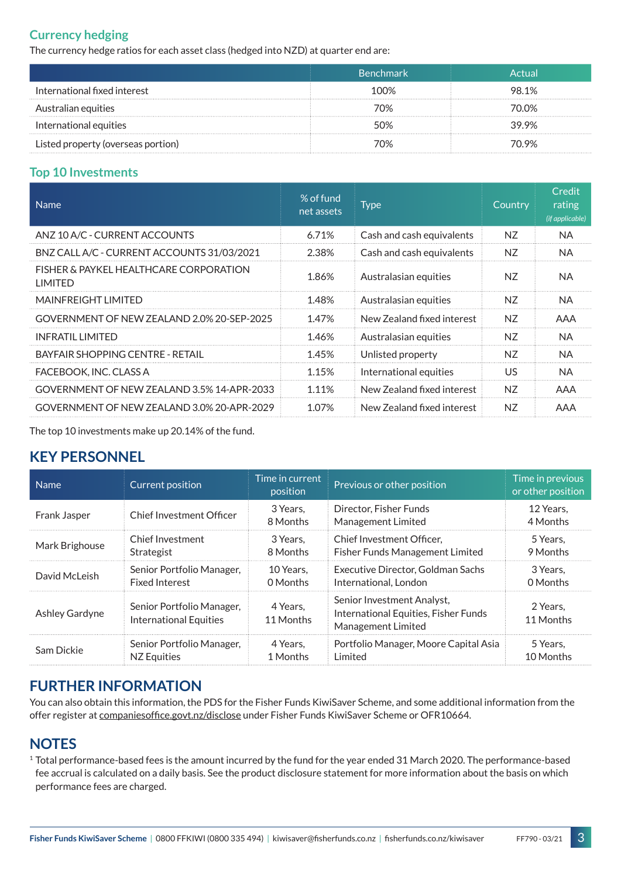## Currency hedging

The currency hedge ratios for each asset class (hedged into NZD) at quarter end are:

| | Benchmark | Actual |
|---|---|---|
| International fixed interest | 100% | 98.1% |
| Australian equities | 70% | 70.0% |
| International equities | 50% | 39.9% |
| Listed property (overseas portion) | 70% | 70.9% |

## Top 10 Investments

| Name | % of fund net assets | Type | Country | Credit rating *(if applicable)* |
|---|---|---|---|---|
| ANZ 10 A/C - CURRENT ACCOUNTS | 6.71% | Cash and cash equivalents | NZ | NA |
| BNZ CALL A/C - CURRENT ACCOUNTS 31/03/2021 | 2.38% | Cash and cash equivalents | NZ | NA |
| FISHER & PAYKEL HEALTHCARE CORPORATION LIMITED | 1.86% | Australasian equities | NZ | NA |
| MAINFREIGHT LIMITED | 1.48% | Australasian equities | NZ | NA |
| GOVERNMENT OF NEW ZEALAND 2.0% 20-SEP-2025 | 1.47% | New Zealand fixed interest | NZ | AAA |
| INFRATIL LIMITED | 1.46% | Australasian equities | NZ | NA |
| BAYFAIR SHOPPING CENTRE - RETAIL | 1.45% | Unlisted property | NZ | NA |
| FACEBOOK, INC. CLASS A | 1.15% | International equities | US | NA |
| GOVERNMENT OF NEW ZEALAND 3.5% 14-APR-2033 | 1.11% | New Zealand fixed interest | NZ | AAA |
| GOVERNMENT OF NEW ZEALAND 3.0% 20-APR-2029 | 1.07% | New Zealand fixed interest | NZ | AAA |

The top 10 investments make up 20.14% of the fund.

## KEY PERSONNEL

| Name | Current position | Time in current position | Previous or other position | Time in previous or other position |
|---|---|---|---|---|
| Frank Jasper | Chief Investment Officer | 3 Years, 8 Months | Director, Fisher Funds Management Limited | 12 Years, 4 Months |
| Mark Brighouse | Chief Investment Strategist | 3 Years, 8 Months | Chief Investment Officer, Fisher Funds Management Limited | 5 Years, 9 Months |
| David McLeish | Senior Portfolio Manager, Fixed Interest | 10 Years, 0 Months | Executive Director, Goldman Sachs International, London | 3 Years, 0 Months |
| Ashley Gardyne | Senior Portfolio Manager, International Equities | 4 Years, 11 Months | Senior Investment Analyst, International Equities, Fisher Funds Management Limited | 2 Years, 11 Months |
| Sam Dickie | Senior Portfolio Manager, NZ Equities | 4 Years, 1 Months | Portfolio Manager, Moore Capital Asia Limited | 5 Years, 10 Months |

## FURTHER INFORMATION

You can also obtain this information, the PDS for the Fisher Funds KiwiSaver Scheme, and some additional information from the offer register at companiesoffice.govt.nz/disclose under Fisher Funds KiwiSaver Scheme or OFR10664.

## NOTES

[1] Total performance-based fees is the amount incurred by the fund for the year ended 31 March 2020. The performance-based fee accrual is calculated on a daily basis. See the product disclosure statement for more information about the basis on which performance fees are charged.